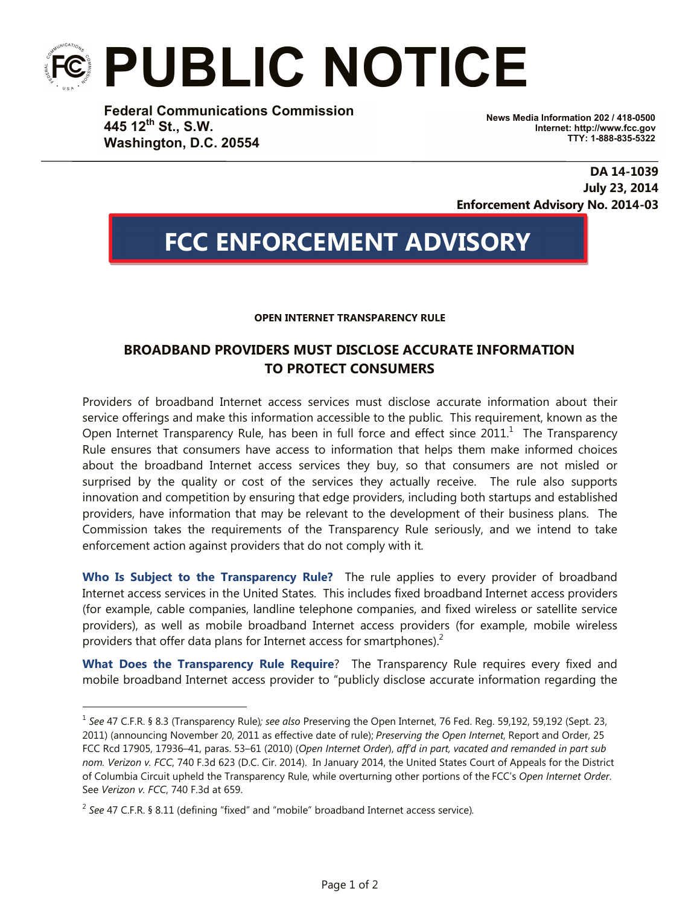# PUBLIC NOTICE

**Federal Communications Commission**
**445 12th St., S.W.**
**Washington, D.C. 20554**

**News Media Information 202 / 418-0500**
**Internet: http://www.fcc.gov**
**TTY: 1-888-835-5322**

**DA 14-1039**
**July 23, 2014**
**Enforcement Advisory No. 2014-03**

# FCC ENFORCEMENT ADVISORY

**OPEN INTERNET TRANSPARENCY RULE**

## BROADBAND PROVIDERS MUST DISCLOSE ACCURATE INFORMATION TO PROTECT CONSUMERS

Providers of broadband Internet access services must disclose accurate information about their service offerings and make this information accessible to the public. This requirement, known as the Open Internet Transparency Rule, has been in full force and effect since 2011.[1] The Transparency Rule ensures that consumers have access to information that helps them make informed choices about the broadband Internet access services they buy, so that consumers are not misled or surprised by the quality or cost of the services they actually receive. The rule also supports innovation and competition by ensuring that edge providers, including both startups and established providers, have information that may be relevant to the development of their business plans. The Commission takes the requirements of the Transparency Rule seriously, and we intend to take enforcement action against providers that do not comply with it.

**Who Is Subject to the Transparency Rule?** The rule applies to every provider of broadband Internet access services in the United States. This includes fixed broadband Internet access providers (for example, cable companies, landline telephone companies, and fixed wireless or satellite service providers), as well as mobile broadband Internet access providers (for example, mobile wireless providers that offer data plans for Internet access for smartphones).[2]

**What Does the Transparency Rule Require**? The Transparency Rule requires every fixed and mobile broadband Internet access provider to "publicly disclose accurate information regarding the

---

[1] *See* 47 C.F.R. § 8.3 (Transparency Rule)*; see also* Preserving the Open Internet, 76 Fed. Reg. 59,192, 59,192 (Sept. 23, 2011) (announcing November 20, 2011 as effective date of rule); *Preserving the Open Internet*, Report and Order, 25 FCC Rcd 17905, 17936–41, paras. 53–61 (2010) (*Open Internet Order*), *aff'd in part, vacated and remanded in part sub nom. Verizon v. FCC*, 740 F.3d 623 (D.C. Cir. 2014). In January 2014, the United States Court of Appeals for the District of Columbia Circuit upheld the Transparency Rule, while overturning other portions of the FCC's *Open Internet Order*. See *Verizon v. FCC*, 740 F.3d at 659.

[2] *See* 47 C.F.R. § 8.11 (defining "fixed" and "mobile" broadband Internet access service).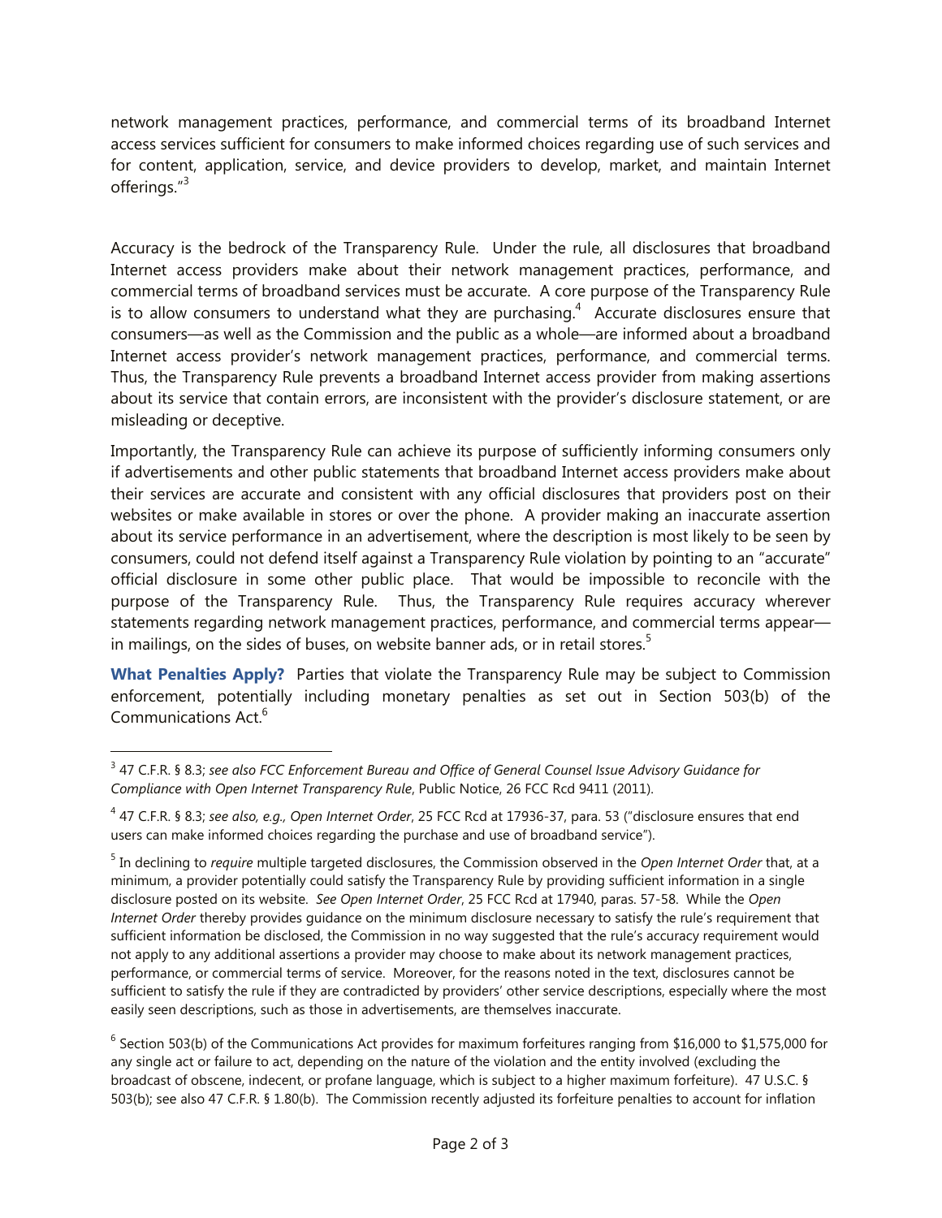network management practices, performance, and commercial terms of its broadband Internet access services sufficient for consumers to make informed choices regarding use of such services and for content, application, service, and device providers to develop, market, and maintain Internet offerings."[3]

Accuracy is the bedrock of the Transparency Rule. Under the rule, all disclosures that broadband Internet access providers make about their network management practices, performance, and commercial terms of broadband services must be accurate. A core purpose of the Transparency Rule is to allow consumers to understand what they are purchasing.[4] Accurate disclosures ensure that consumers—as well as the Commission and the public as a whole—are informed about a broadband Internet access provider's network management practices, performance, and commercial terms. Thus, the Transparency Rule prevents a broadband Internet access provider from making assertions about its service that contain errors, are inconsistent with the provider's disclosure statement, or are misleading or deceptive.

Importantly, the Transparency Rule can achieve its purpose of sufficiently informing consumers only if advertisements and other public statements that broadband Internet access providers make about their services are accurate and consistent with any official disclosures that providers post on their websites or make available in stores or over the phone. A provider making an inaccurate assertion about its service performance in an advertisement, where the description is most likely to be seen by consumers, could not defend itself against a Transparency Rule violation by pointing to an "accurate" official disclosure in some other public place. That would be impossible to reconcile with the purpose of the Transparency Rule. Thus, the Transparency Rule requires accuracy wherever statements regarding network management practices, performance, and commercial terms appear—in mailings, on the sides of buses, on website banner ads, or in retail stores.[5]

**What Penalties Apply?** Parties that violate the Transparency Rule may be subject to Commission enforcement, potentially including monetary penalties as set out in Section 503(b) of the Communications Act.[6]

---

[3] 47 C.F.R. § 8.3; *see also FCC Enforcement Bureau and Office of General Counsel Issue Advisory Guidance for Compliance with Open Internet Transparency Rule*, Public Notice, 26 FCC Rcd 9411 (2011).

[4] 47 C.F.R. § 8.3; *see also, e.g., Open Internet Order*, 25 FCC Rcd at 17936-37, para. 53 ("disclosure ensures that end users can make informed choices regarding the purchase and use of broadband service").

[5] In declining to *require* multiple targeted disclosures, the Commission observed in the *Open Internet Order* that, at a minimum, a provider potentially could satisfy the Transparency Rule by providing sufficient information in a single disclosure posted on its website. *See Open Internet Order*, 25 FCC Rcd at 17940, paras. 57-58. While the *Open Internet Order* thereby provides guidance on the minimum disclosure necessary to satisfy the rule's requirement that sufficient information be disclosed, the Commission in no way suggested that the rule's accuracy requirement would not apply to any additional assertions a provider may choose to make about its network management practices, performance, or commercial terms of service. Moreover, for the reasons noted in the text, disclosures cannot be sufficient to satisfy the rule if they are contradicted by providers' other service descriptions, especially where the most easily seen descriptions, such as those in advertisements, are themselves inaccurate.

[6] Section 503(b) of the Communications Act provides for maximum forfeitures ranging from $16,000 to $1,575,000 for any single act or failure to act, depending on the nature of the violation and the entity involved (excluding the broadcast of obscene, indecent, or profane language, which is subject to a higher maximum forfeiture). 47 U.S.C. § 503(b); see also 47 C.F.R. § 1.80(b). The Commission recently adjusted its forfeiture penalties to account for inflation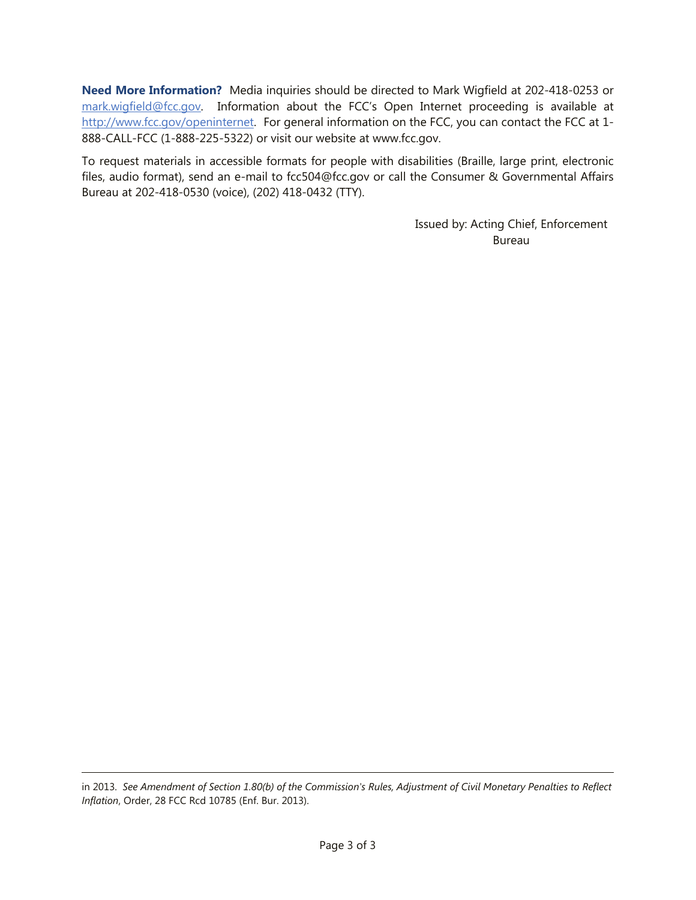**Need More Information?** Media inquiries should be directed to Mark Wigfield at 202-418-0253 or [mark.wigfield@fcc.gov](mailto:mark.wigfield@fcc.gov). Information about the FCC's Open Internet proceeding is available at [http://www.fcc.gov/openinternet](http://www.fcc.gov/openinternet). For general information on the FCC, you can contact the FCC at 1-888-CALL-FCC (1-888-225-5322) or visit our website at www.fcc.gov.

To request materials in accessible formats for people with disabilities (Braille, large print, electronic files, audio format), send an e-mail to fcc504@fcc.gov or call the Consumer & Governmental Affairs Bureau at 202-418-0530 (voice), (202) 418-0432 (TTY).

Issued by: Acting Chief, Enforcement Bureau

---

in 2013. *See Amendment of Section 1.80(b) of the Commission's Rules, Adjustment of Civil Monetary Penalties to Reflect Inflation*, Order, 28 FCC Rcd 10785 (Enf. Bur. 2013).